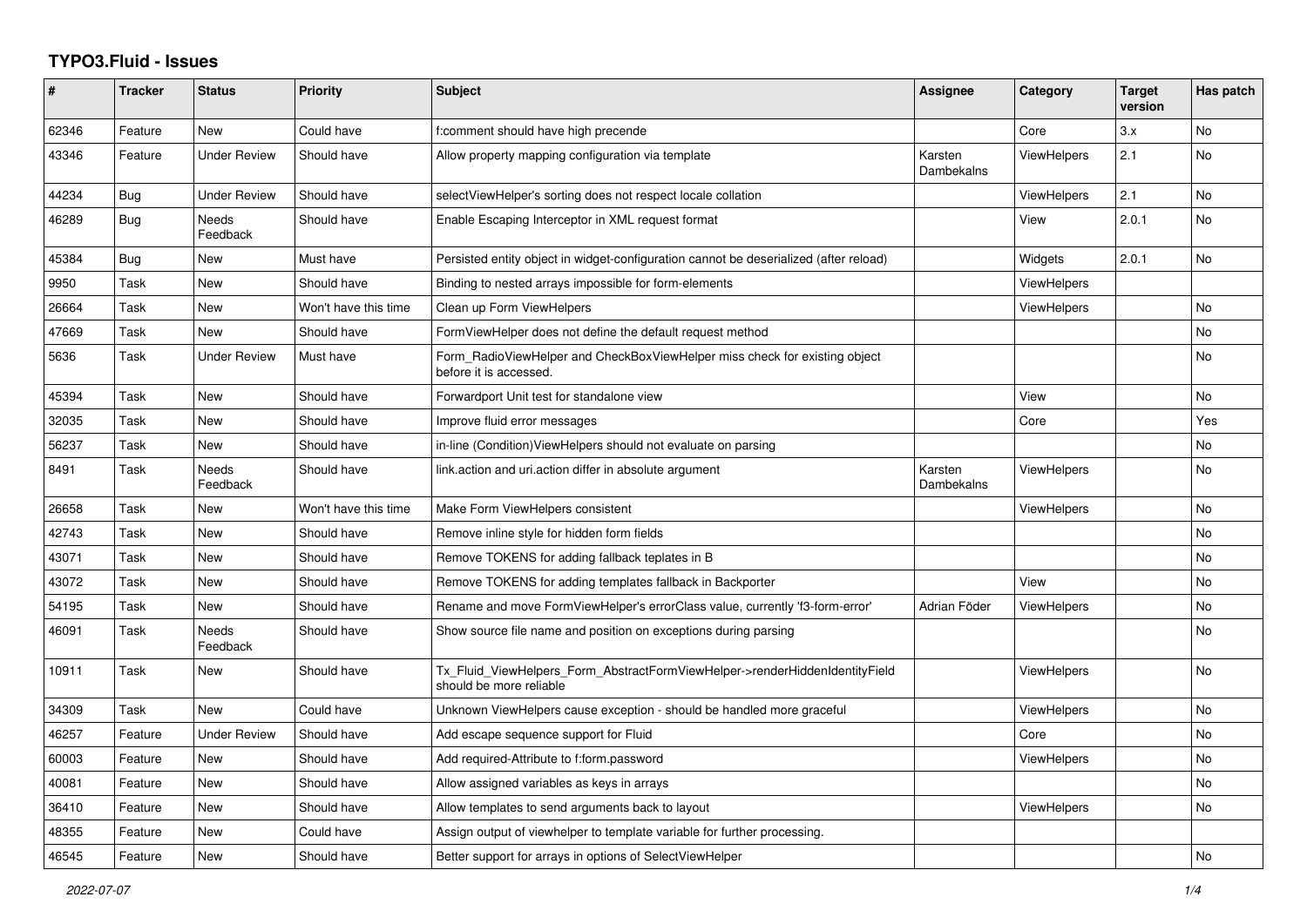# TYPO3.Fluid - Issues

| # | Tracker | Status | Priority | Subject | Assignee | Category | Target version | Has patch |
|---|---|---|---|---|---|---|---|---|
| 62346 | Feature | New | Could have | f:comment should have high precende | | Core | 3.x | No |
| 43346 | Feature | Under Review | Should have | Allow property mapping configuration via template | Karsten Dambekalns | ViewHelpers | 2.1 | No |
| 44234 | Bug | Under Review | Should have | selectViewHelper's sorting does not respect locale collation | | ViewHelpers | 2.1 | No |
| 46289 | Bug | Needs Feedback | Should have | Enable Escaping Interceptor in XML request format | | View | 2.0.1 | No |
| 45384 | Bug | New | Must have | Persisted entity object in widget-configuration cannot be deserialized (after reload) | | Widgets | 2.0.1 | No |
| 9950 | Task | New | Should have | Binding to nested arrays impossible for form-elements | | ViewHelpers | | |
| 26664 | Task | New | Won't have this time | Clean up Form ViewHelpers | | ViewHelpers | | No |
| 47669 | Task | New | Should have | FormViewHelper does not define the default request method | | | | No |
| 5636 | Task | Under Review | Must have | Form_RadioViewHelper and CheckBoxViewHelper miss check for existing object before it is accessed. | | | | No |
| 45394 | Task | New | Should have | Forwardport Unit test for standalone view | | View | | No |
| 32035 | Task | New | Should have | Improve fluid error messages | | Core | | Yes |
| 56237 | Task | New | Should have | in-line (Condition)ViewHelpers should not evaluate on parsing | | | | No |
| 8491 | Task | Needs Feedback | Should have | link.action and uri.action differ in absolute argument | Karsten Dambekalns | ViewHelpers | | No |
| 26658 | Task | New | Won't have this time | Make Form ViewHelpers consistent | | ViewHelpers | | No |
| 42743 | Task | New | Should have | Remove inline style for hidden form fields | | | | No |
| 43071 | Task | New | Should have | Remove TOKENS for adding fallback teplates in B | | | | No |
| 43072 | Task | New | Should have | Remove TOKENS for adding templates fallback in Backporter | | View | | No |
| 54195 | Task | New | Should have | Rename and move FormViewHelper's errorClass value, currently 'f3-form-error' | Adrian Föder | ViewHelpers | | No |
| 46091 | Task | Needs Feedback | Should have | Show source file name and position on exceptions during parsing | | | | No |
| 10911 | Task | New | Should have | Tx_Fluid_ViewHelpers_Form_AbstractFormViewHelper->renderHiddenIdentityField should be more reliable | | ViewHelpers | | No |
| 34309 | Task | New | Could have | Unknown ViewHelpers cause exception - should be handled more graceful | | ViewHelpers | | No |
| 46257 | Feature | Under Review | Should have | Add escape sequence support for Fluid | | Core | | No |
| 60003 | Feature | New | Should have | Add required-Attribute to f:form.password | | ViewHelpers | | No |
| 40081 | Feature | New | Should have | Allow assigned variables as keys in arrays | | | | No |
| 36410 | Feature | New | Should have | Allow templates to send arguments back to layout | | ViewHelpers | | No |
| 48355 | Feature | New | Could have | Assign output of viewhelper to template variable for further processing. | | | | |
| 46545 | Feature | New | Should have | Better support for arrays in options of SelectViewHelper | | | | No |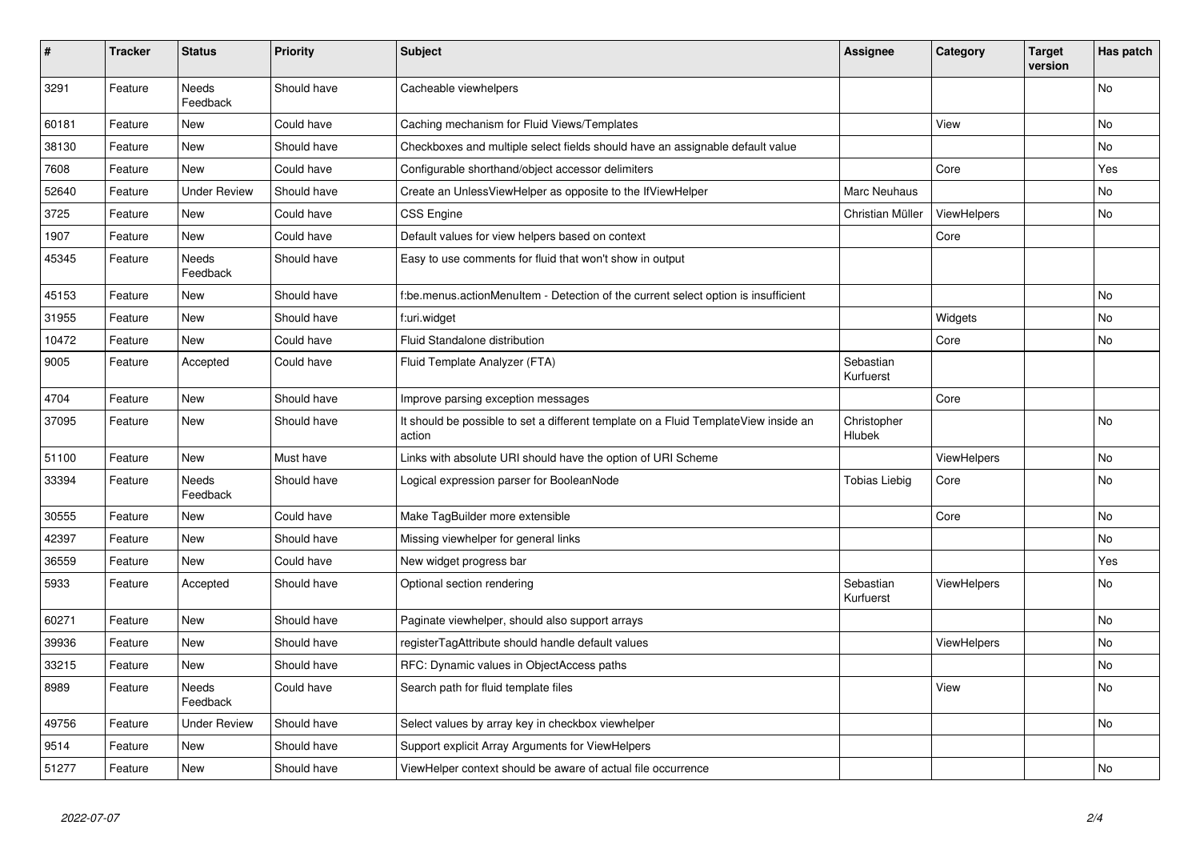| # | Tracker | Status | Priority | Subject | Assignee | Category | Target version | Has patch |
|---|---|---|---|---|---|---|---|---|
| 3291 | Feature | Needs Feedback | Should have | Cacheable viewhelpers | | | | No |
| 60181 | Feature | New | Could have | Caching mechanism for Fluid Views/Templates | | View | | No |
| 38130 | Feature | New | Should have | Checkboxes and multiple select fields should have an assignable default value | | | | No |
| 7608 | Feature | New | Could have | Configurable shorthand/object accessor delimiters | | Core | | Yes |
| 52640 | Feature | Under Review | Should have | Create an UnlessViewHelper as opposite to the IfViewHelper | Marc Neuhaus | | | No |
| 3725 | Feature | New | Could have | CSS Engine | Christian Müller | ViewHelpers | | No |
| 1907 | Feature | New | Could have | Default values for view helpers based on context | | Core | | |
| 45345 | Feature | Needs Feedback | Should have | Easy to use comments for fluid that won't show in output | | | | |
| 45153 | Feature | New | Should have | f:be.menus.actionMenuItem - Detection of the current select option is insufficient | | | | No |
| 31955 | Feature | New | Should have | f:uri.widget | | Widgets | | No |
| 10472 | Feature | New | Could have | Fluid Standalone distribution | | Core | | No |
| 9005 | Feature | Accepted | Could have | Fluid Template Analyzer (FTA) | Sebastian Kurfuerst | | | |
| 4704 | Feature | New | Should have | Improve parsing exception messages | | Core | | |
| 37095 | Feature | New | Should have | It should be possible to set a different template on a Fluid TemplateView inside an action | Christopher Hlubek | | | No |
| 51100 | Feature | New | Must have | Links with absolute URI should have the option of URI Scheme | | ViewHelpers | | No |
| 33394 | Feature | Needs Feedback | Should have | Logical expression parser for BooleanNode | Tobias Liebig | Core | | No |
| 30555 | Feature | New | Could have | Make TagBuilder more extensible | | Core | | No |
| 42397 | Feature | New | Should have | Missing viewhelper for general links | | | | No |
| 36559 | Feature | New | Could have | New widget progress bar | | | | Yes |
| 5933 | Feature | Accepted | Should have | Optional section rendering | Sebastian Kurfuerst | ViewHelpers | | No |
| 60271 | Feature | New | Should have | Paginate viewhelper, should also support arrays | | | | No |
| 39936 | Feature | New | Should have | registerTagAttribute should handle default values | | ViewHelpers | | No |
| 33215 | Feature | New | Should have | RFC: Dynamic values in ObjectAccess paths | | | | No |
| 8989 | Feature | Needs Feedback | Could have | Search path for fluid template files | | View | | No |
| 49756 | Feature | Under Review | Should have | Select values by array key in checkbox viewhelper | | | | No |
| 9514 | Feature | New | Should have | Support explicit Array Arguments for ViewHelpers | | | | |
| 51277 | Feature | New | Should have | ViewHelper context should be aware of actual file occurrence | | | | No |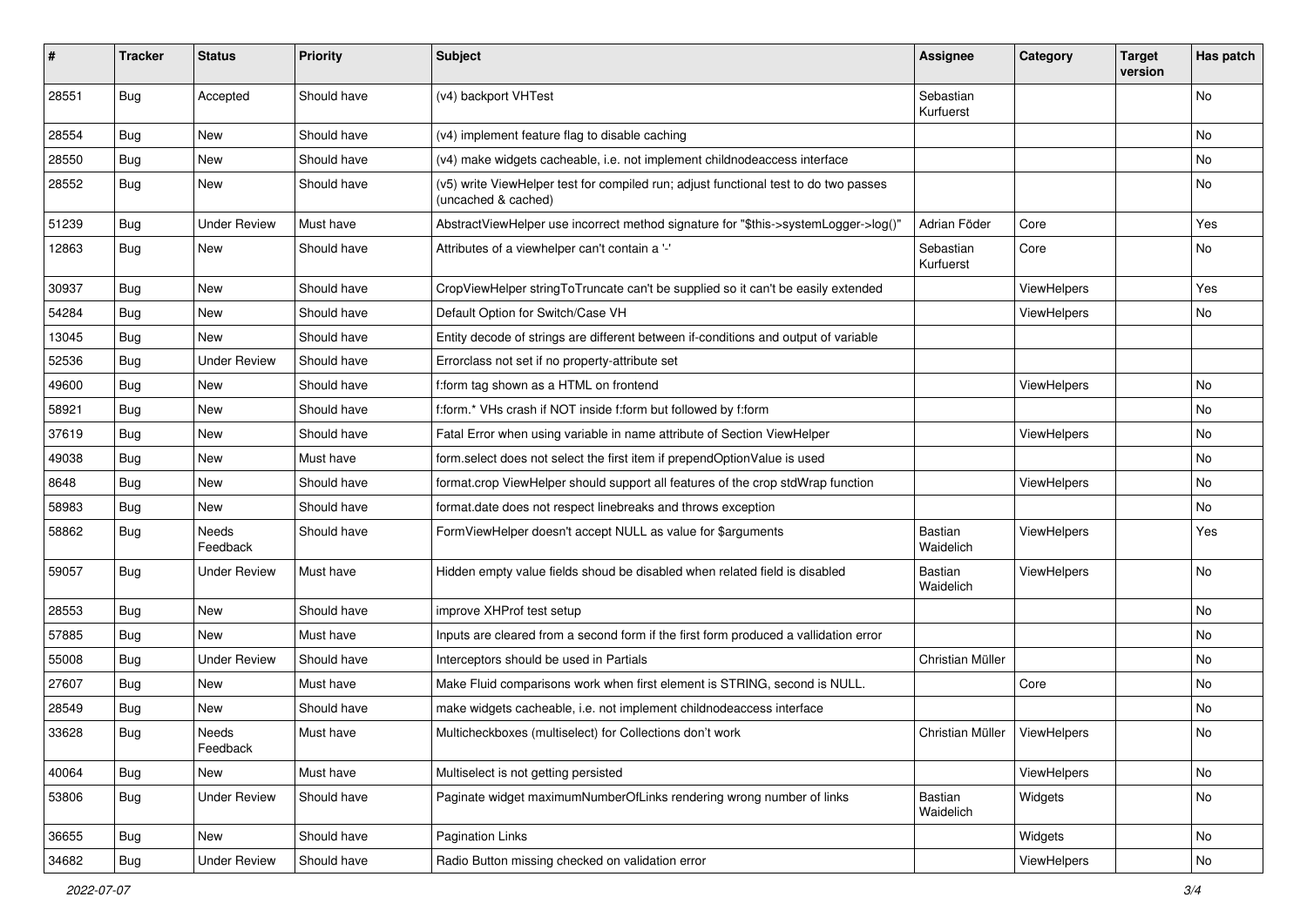| # | Tracker | Status | Priority | Subject | Assignee | Category | Target version | Has patch |
|---|---|---|---|---|---|---|---|---|
| 28551 | Bug | Accepted | Should have | (v4) backport VHTest | Sebastian Kurfuerst | | | No |
| 28554 | Bug | New | Should have | (v4) implement feature flag to disable caching | | | | No |
| 28550 | Bug | New | Should have | (v4) make widgets cacheable, i.e. not implement childnodeaccess interface | | | | No |
| 28552 | Bug | New | Should have | (v5) write ViewHelper test for compiled run; adjust functional test to do two passes (uncached & cached) | | | | No |
| 51239 | Bug | Under Review | Must have | AbstractViewHelper use incorrect method signature for "$this->systemLogger->log()" | Adrian Föder | Core | | Yes |
| 12863 | Bug | New | Should have | Attributes of a viewhelper can't contain a '-' | Sebastian Kurfuerst | Core | | No |
| 30937 | Bug | New | Should have | CropViewHelper stringToTruncate can't be supplied so it can't be easily extended | | ViewHelpers | | Yes |
| 54284 | Bug | New | Should have | Default Option for Switch/Case VH | | ViewHelpers | | No |
| 13045 | Bug | New | Should have | Entity decode of strings are different between if-conditions and output of variable | | | | |
| 52536 | Bug | Under Review | Should have | Errorclass not set if no property-attribute set | | | | |
| 49600 | Bug | New | Should have | f:form tag shown as a HTML on frontend | | ViewHelpers | | No |
| 58921 | Bug | New | Should have | f:form.* VHs crash if NOT inside f:form but followed by f:form | | | | No |
| 37619 | Bug | New | Should have | Fatal Error when using variable in name attribute of Section ViewHelper | | ViewHelpers | | No |
| 49038 | Bug | New | Must have | form.select does not select the first item if prependOptionValue is used | | | | No |
| 8648 | Bug | New | Should have | format.crop ViewHelper should support all features of the crop stdWrap function | | ViewHelpers | | No |
| 58983 | Bug | New | Should have | format.date does not respect linebreaks and throws exception | | | | No |
| 58862 | Bug | Needs Feedback | Should have | FormViewHelper doesn't accept NULL as value for $arguments | Bastian Waidelich | ViewHelpers | | Yes |
| 59057 | Bug | Under Review | Must have | Hidden empty value fields shoud be disabled when related field is disabled | Bastian Waidelich | ViewHelpers | | No |
| 28553 | Bug | New | Should have | improve XHProf test setup | | | | No |
| 57885 | Bug | New | Must have | Inputs are cleared from a second form if the first form produced a vallidation error | | | | No |
| 55008 | Bug | Under Review | Should have | Interceptors should be used in Partials | Christian Müller | | | No |
| 27607 | Bug | New | Must have | Make Fluid comparisons work when first element is STRING, second is NULL. | | Core | | No |
| 28549 | Bug | New | Should have | make widgets cacheable, i.e. not implement childnodeaccess interface | | | | No |
| 33628 | Bug | Needs Feedback | Must have | Multicheckboxes (multiselect) for Collections don't work | Christian Müller | ViewHelpers | | No |
| 40064 | Bug | New | Must have | Multiselect is not getting persisted | | ViewHelpers | | No |
| 53806 | Bug | Under Review | Should have | Paginate widget maximumNumberOfLinks rendering wrong number of links | Bastian Waidelich | Widgets | | No |
| 36655 | Bug | New | Should have | Pagination Links | | Widgets | | No |
| 34682 | Bug | Under Review | Should have | Radio Button missing checked on validation error | | ViewHelpers | | No |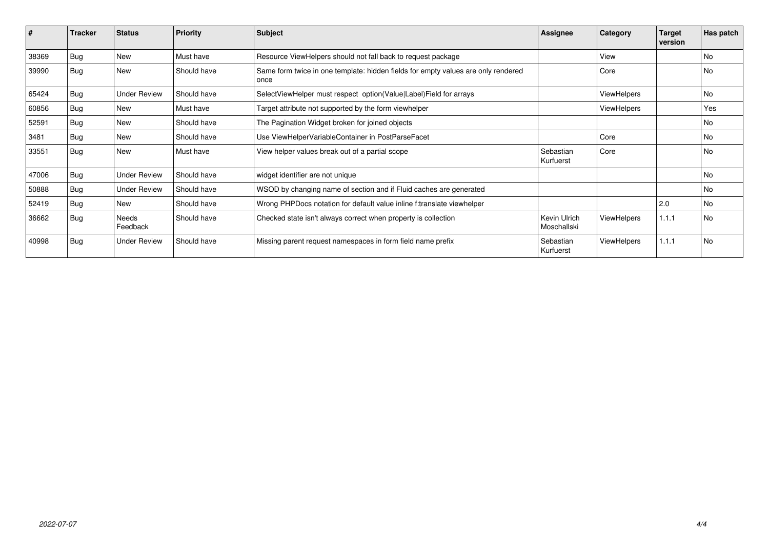| # | Tracker | Status | Priority | Subject | Assignee | Category | Target version | Has patch |
|---|---|---|---|---|---|---|---|---|
| 38369 | Bug | New | Must have | Resource ViewHelpers should not fall back to request package | | View | | No |
| 39990 | Bug | New | Should have | Same form twice in one template: hidden fields for empty values are only rendered once | | Core | | No |
| 65424 | Bug | Under Review | Should have | SelectViewHelper must respect option(Value|Label)Field for arrays | | ViewHelpers | | No |
| 60856 | Bug | New | Must have | Target attribute not supported by the form viewhelper | | ViewHelpers | | Yes |
| 52591 | Bug | New | Should have | The Pagination Widget broken for joined objects | | | | No |
| 3481 | Bug | New | Should have | Use ViewHelperVariableContainer in PostParseFacet | | Core | | No |
| 33551 | Bug | New | Must have | View helper values break out of a partial scope | Sebastian Kurfuerst | Core | | No |
| 47006 | Bug | Under Review | Should have | widget identifier are not unique | | | | No |
| 50888 | Bug | Under Review | Should have | WSOD by changing name of section and if Fluid caches are generated | | | | No |
| 52419 | Bug | New | Should have | Wrong PHPDocs notation for default value inline f:translate viewhelper | | | 2.0 | No |
| 36662 | Bug | Needs Feedback | Should have | Checked state isn't always correct when property is collection | Kevin Ulrich Moschallski | ViewHelpers | 1.1.1 | No |
| 40998 | Bug | Under Review | Should have | Missing parent request namespaces in form field name prefix | Sebastian Kurfuerst | ViewHelpers | 1.1.1 | No |

*2022-07-07*